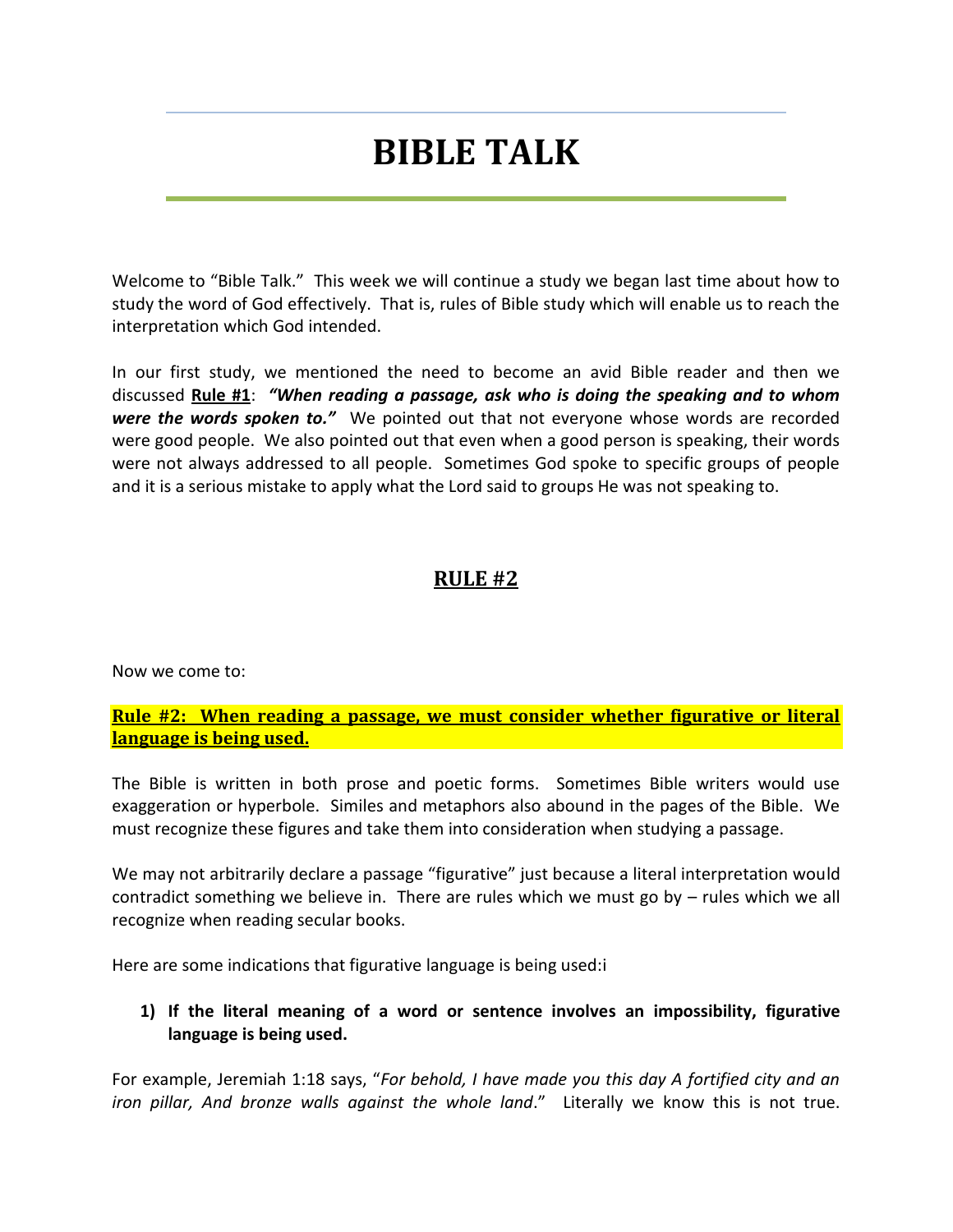# BIBLE TALK

Welcome to "Bible Talk." This week we will continue a study we began last time about how to study the word of God effectively. That is, rules of Bible study which will enable us to reach the interpretation which God intended.

In our first study, we mentioned the need to become an avid Bible reader and then we discussed **Rule #1**: ***"When reading a passage, ask who is doing the speaking and to whom were the words spoken to."*** We pointed out that not everyone whose words are recorded were good people. We also pointed out that even when a good person is speaking, their words were not always addressed to all people. Sometimes God spoke to specific groups of people and it is a serious mistake to apply what the Lord said to groups He was not speaking to.

## RULE #2

Now we come to:

**Rule #2: When reading a passage, we must consider whether figurative or literal language is being used.**

The Bible is written in both prose and poetic forms. Sometimes Bible writers would use exaggeration or hyperbole. Similes and metaphors also abound in the pages of the Bible. We must recognize these figures and take them into consideration when studying a passage.

We may not arbitrarily declare a passage "figurative" just because a literal interpretation would contradict something we believe in. There are rules which we must go by – rules which we all recognize when reading secular books.

Here are some indications that figurative language is being used:i

1) **If the literal meaning of a word or sentence involves an impossibility, figurative language is being used.**

For example, Jeremiah 1:18 says, "*For behold, I have made you this day A fortified city and an iron pillar, And bronze walls against the whole land*." Literally we know this is not true.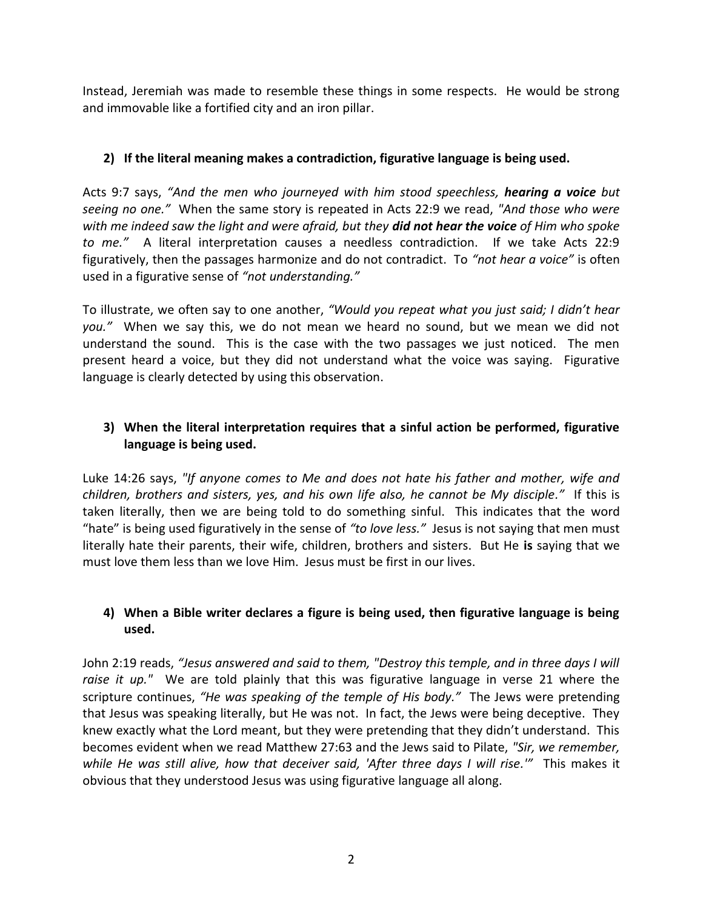Instead, Jeremiah was made to resemble these things in some respects. He would be strong and immovable like a fortified city and an iron pillar.

**2) If the literal meaning makes a contradiction, figurative language is being used.**

Acts 9:7 says, *"And the men who journeyed with him stood speechless, **hearing a voice** but seeing no one."* When the same story is repeated in Acts 22:9 we read, *"And those who were with me indeed saw the light and were afraid, but they **did not hear the voice** of Him who spoke to me."* A literal interpretation causes a needless contradiction. If we take Acts 22:9 figuratively, then the passages harmonize and do not contradict. To *"not hear a voice"* is often used in a figurative sense of *"not understanding."*

To illustrate, we often say to one another, *"Would you repeat what you just said; I didn't hear you."* When we say this, we do not mean we heard no sound, but we mean we did not understand the sound. This is the case with the two passages we just noticed. The men present heard a voice, but they did not understand what the voice was saying. Figurative language is clearly detected by using this observation.

**3) When the literal interpretation requires that a sinful action be performed, figurative language is being used.**

Luke 14:26 says, *"If anyone comes to Me and does not hate his father and mother, wife and children, brothers and sisters, yes, and his own life also, he cannot be My disciple."* If this is taken literally, then we are being told to do something sinful. This indicates that the word "hate" is being used figuratively in the sense of *"to love less."* Jesus is not saying that men must literally hate their parents, their wife, children, brothers and sisters. But He **is** saying that we must love them less than we love Him. Jesus must be first in our lives.

**4) When a Bible writer declares a figure is being used, then figurative language is being used.**

John 2:19 reads, *"Jesus answered and said to them, "Destroy this temple, and in three days I will raise it up."* We are told plainly that this was figurative language in verse 21 where the scripture continues, *"He was speaking of the temple of His body."* The Jews were pretending that Jesus was speaking literally, but He was not. In fact, the Jews were being deceptive. They knew exactly what the Lord meant, but they were pretending that they didn't understand. This becomes evident when we read Matthew 27:63 and the Jews said to Pilate, *"Sir, we remember, while He was still alive, how that deceiver said, 'After three days I will rise.'"* This makes it obvious that they understood Jesus was using figurative language all along.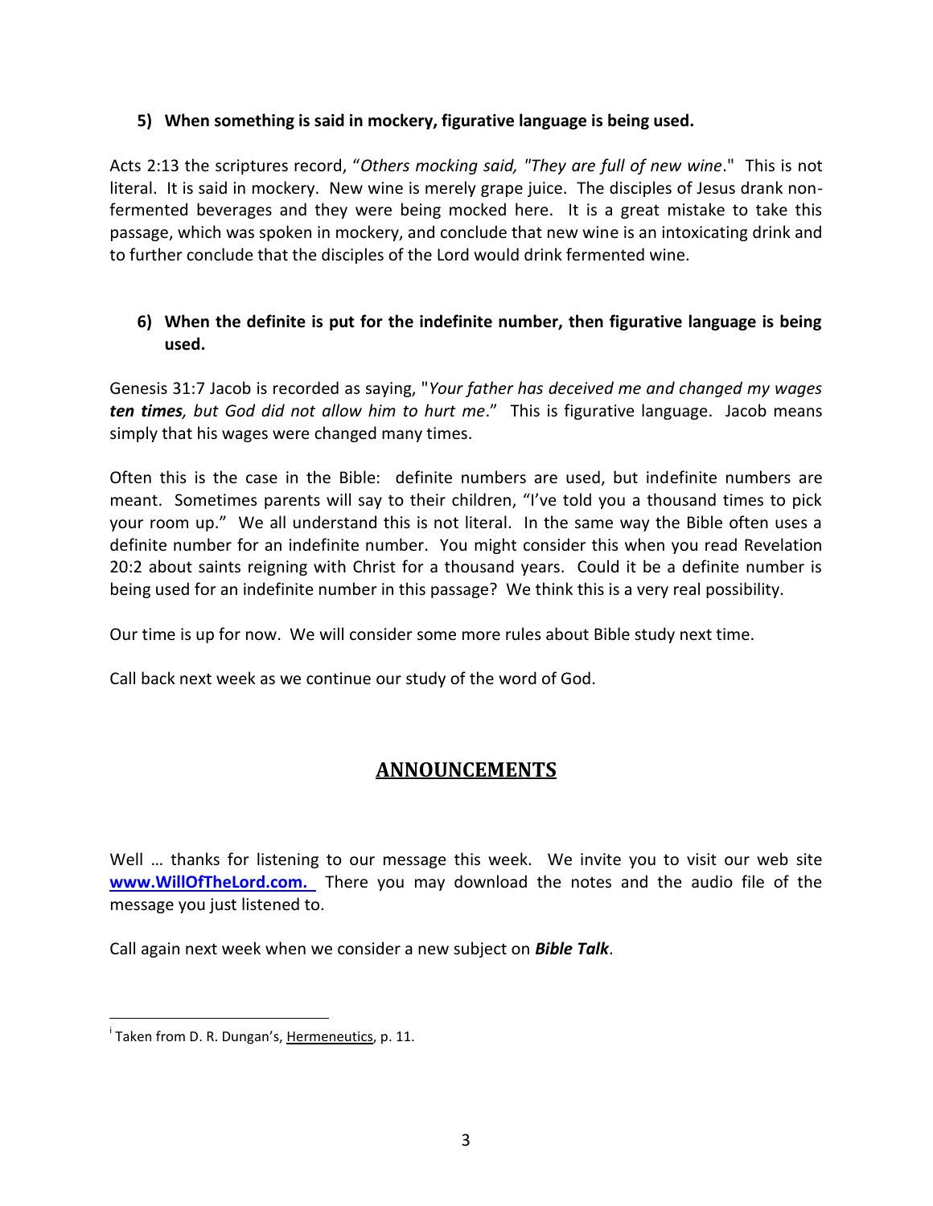**5) When something is said in mockery, figurative language is being used.**

Acts 2:13 the scriptures record, "*Others mocking said, "They are full of new wine*." This is not literal. It is said in mockery. New wine is merely grape juice. The disciples of Jesus drank non-fermented beverages and they were being mocked here. It is a great mistake to take this passage, which was spoken in mockery, and conclude that new wine is an intoxicating drink and to further conclude that the disciples of the Lord would drink fermented wine.

**6) When the definite is put for the indefinite number, then figurative language is being used.**

Genesis 31:7 Jacob is recorded as saying, "*Your father has deceived me and changed my wages* ***ten times****, but God did not allow him to hurt me*." This is figurative language. Jacob means simply that his wages were changed many times.

Often this is the case in the Bible: definite numbers are used, but indefinite numbers are meant. Sometimes parents will say to their children, "I've told you a thousand times to pick your room up." We all understand this is not literal. In the same way the Bible often uses a definite number for an indefinite number. You might consider this when you read Revelation 20:2 about saints reigning with Christ for a thousand years. Could it be a definite number is being used for an indefinite number in this passage? We think this is a very real possibility.

Our time is up for now. We will consider some more rules about Bible study next time.

Call back next week as we continue our study of the word of God.

## ANNOUNCEMENTS

Well … thanks for listening to our message this week. We invite you to visit our web site **www.WillOfTheLord.com.** There you may download the notes and the audio file of the message you just listened to.

Call again next week when we consider a new subject on ***Bible Talk***.

---

[i] Taken from D. R. Dungan's, Hermeneutics, p. 11.